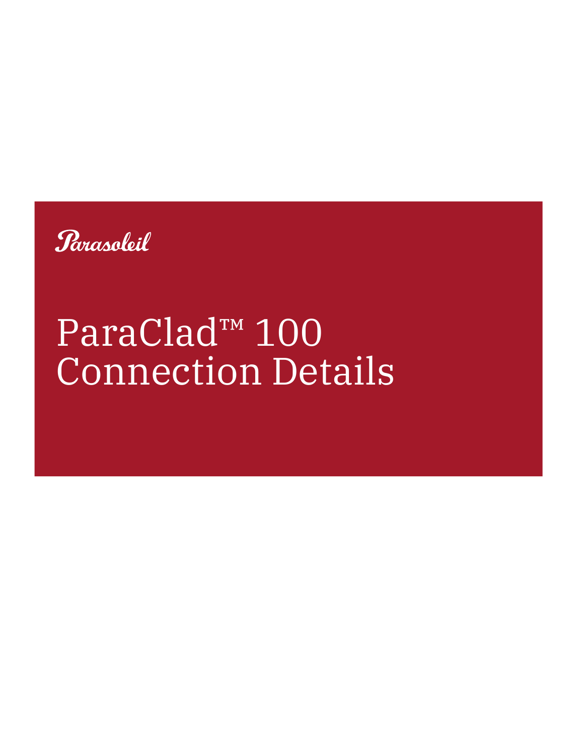Parasoleil

# ParaClad™ 100 Connection Details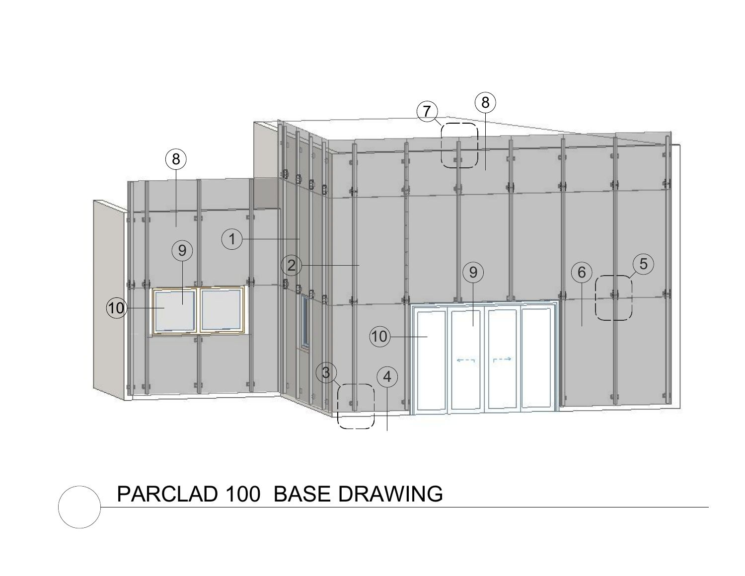# PARCLAD 100 BASE DRAWING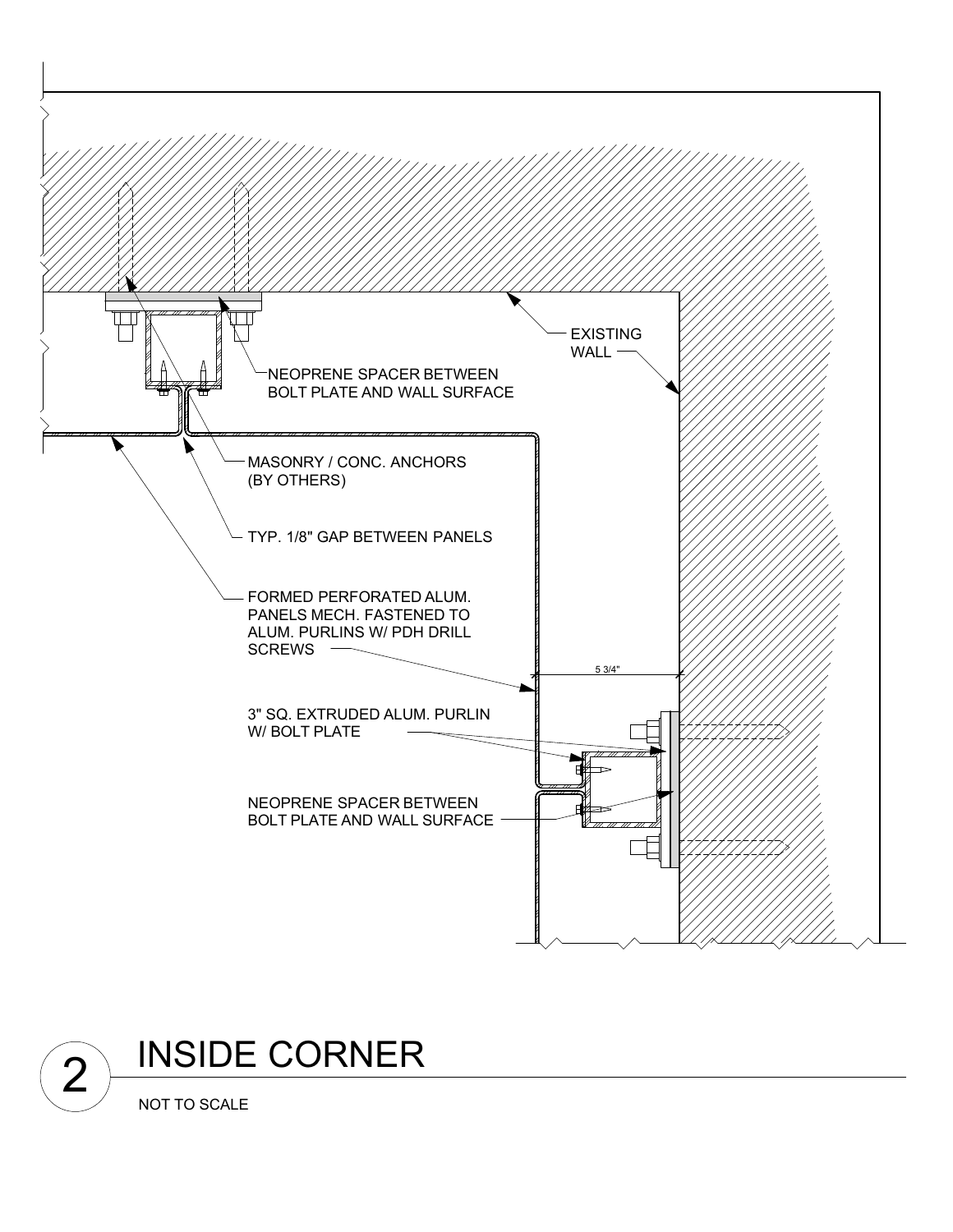EXISTING WALL

NEOPRENE SPACER BETWEEN BOLT PLATE AND WALL SURFACE

MASONRY / CONC. ANCHORS (BY OTHERS)

TYP. 1/8" GAP BETWEEN PANELS

FORMED PERFORATED ALUM. PANELS MECH. FASTENED TO ALUM. PURLINS W/ PDH DRILL SCREWS

5 3/4"

3" SQ. EXTRUDED ALUM. PURLIN W/ BOLT PLATE

NEOPRENE SPACER BETWEEN BOLT PLATE AND WALL SURFACE

## 2 INSIDE CORNER

NOT TO SCALE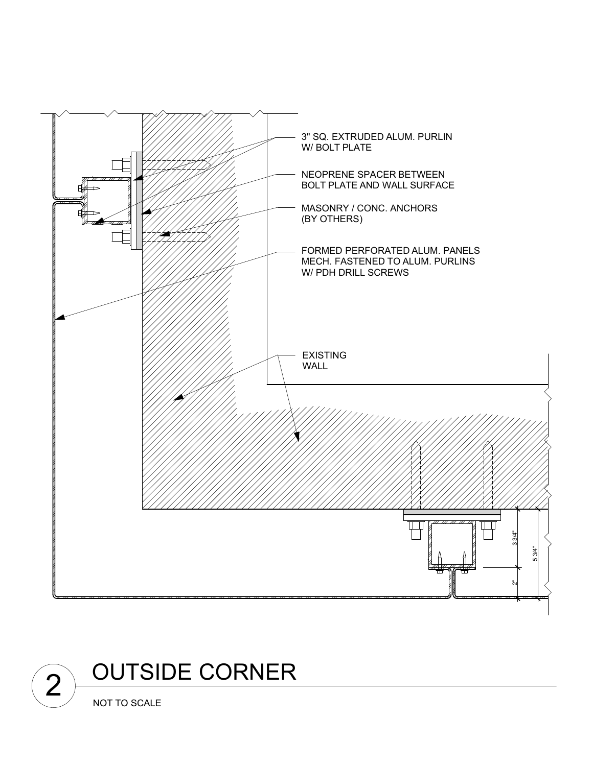3" SQ. EXTRUDED ALUM. PURLIN
W/ BOLT PLATE

NEOPRENE SPACER BETWEEN
BOLT PLATE AND WALL SURFACE

MASONRY / CONC. ANCHORS
(BY OTHERS)

FORMED PERFORATED ALUM. PANELS
MECH. FASTENED TO ALUM. PURLINS
W/ PDH DRILL SCREWS

EXISTING
WALL

3 3/4"

5 3/4"

2"

## 2 OUTSIDE CORNER

NOT TO SCALE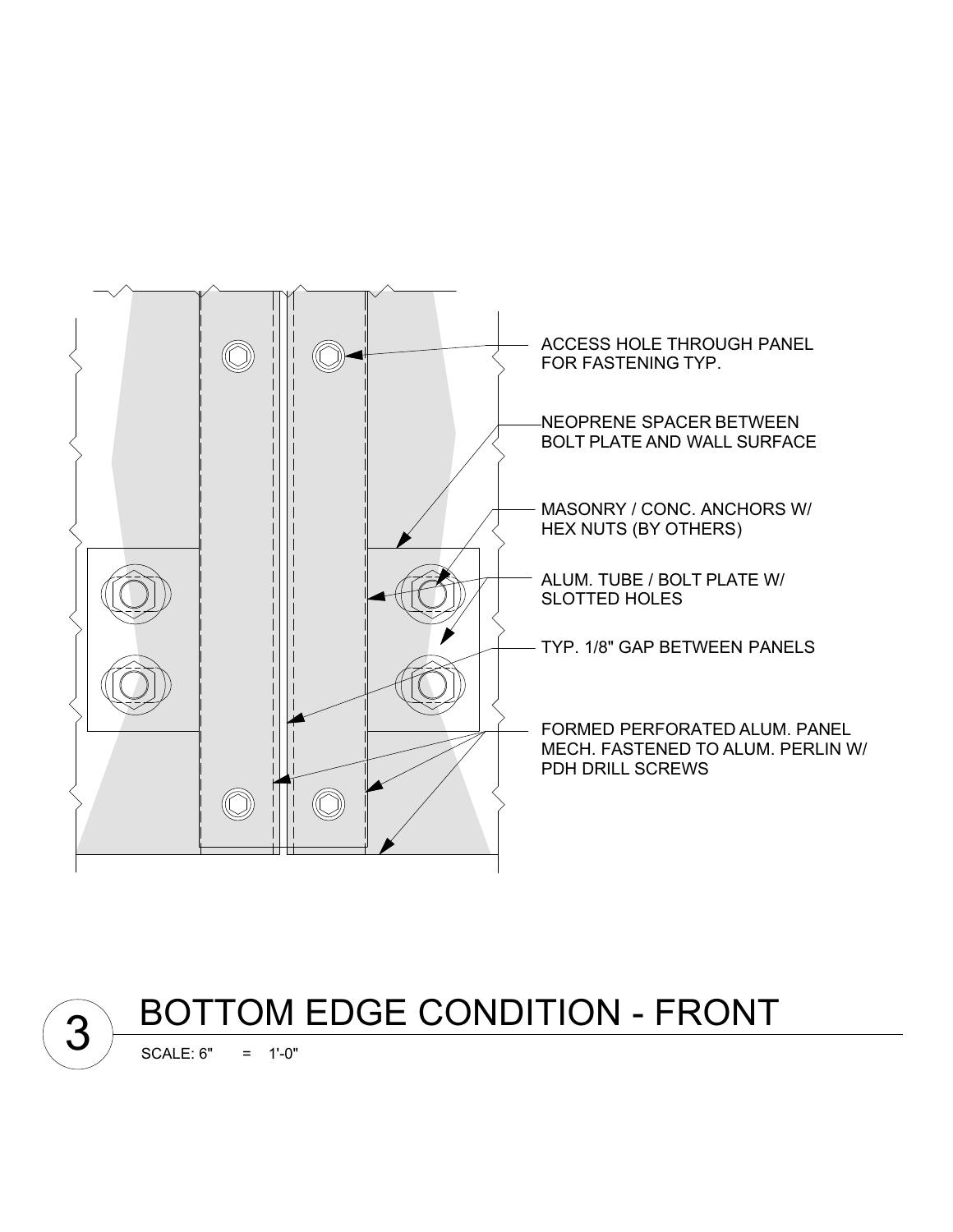ACCESS HOLE THROUGH PANEL FOR FASTENING TYP.

NEOPRENE SPACER BETWEEN BOLT PLATE AND WALL SURFACE

MASONRY / CONC. ANCHORS W/ HEX NUTS (BY OTHERS)

ALUM. TUBE / BOLT PLATE W/ SLOTTED HOLES

TYP. 1/8" GAP BETWEEN PANELS

FORMED PERFORATED ALUM. PANEL MECH. FASTENED TO ALUM. PERLIN W/ PDH DRILL SCREWS

# 3 BOTTOM EDGE CONDITION - FRONT

SCALE: 6" = 1'-0"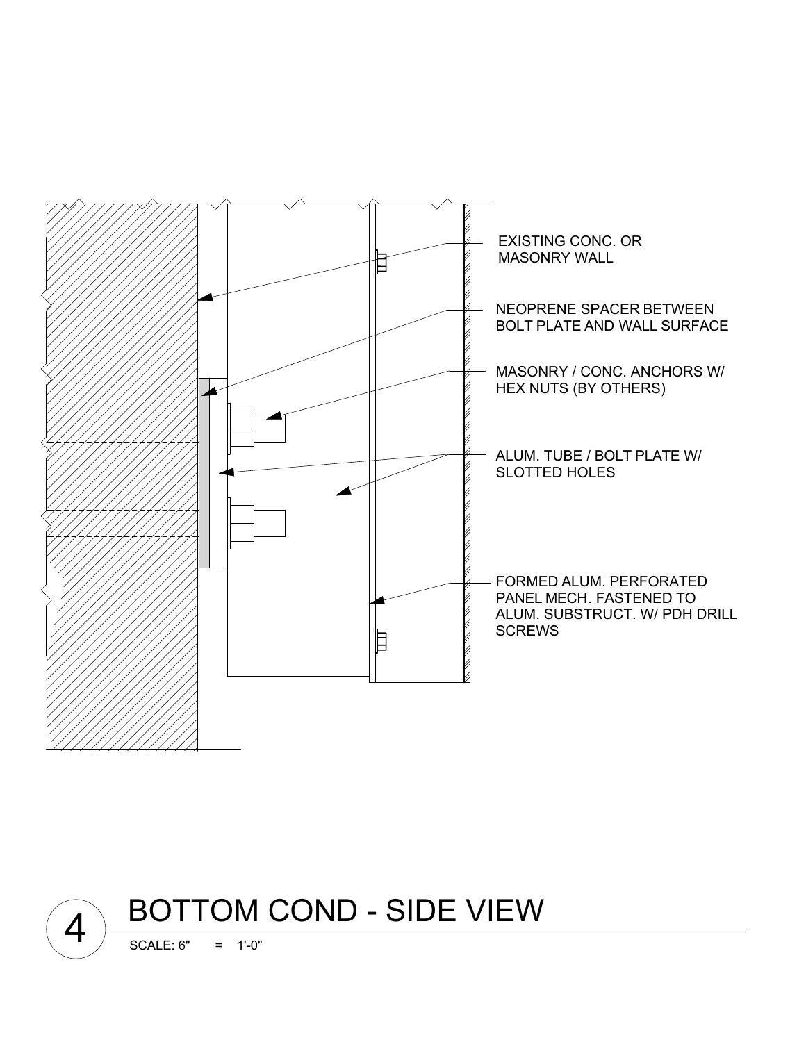EXISTING CONC. OR MASONRY WALL

NEOPRENE SPACER BETWEEN BOLT PLATE AND WALL SURFACE

MASONRY / CONC. ANCHORS W/ HEX NUTS (BY OTHERS)

ALUM. TUBE / BOLT PLATE W/ SLOTTED HOLES

FORMED ALUM. PERFORATED PANEL MECH. FASTENED TO ALUM. SUBSTRUCT. W/ PDH DRILL SCREWS

# 4 BOTTOM COND - SIDE VIEW

SCALE: 6" = 1'-0"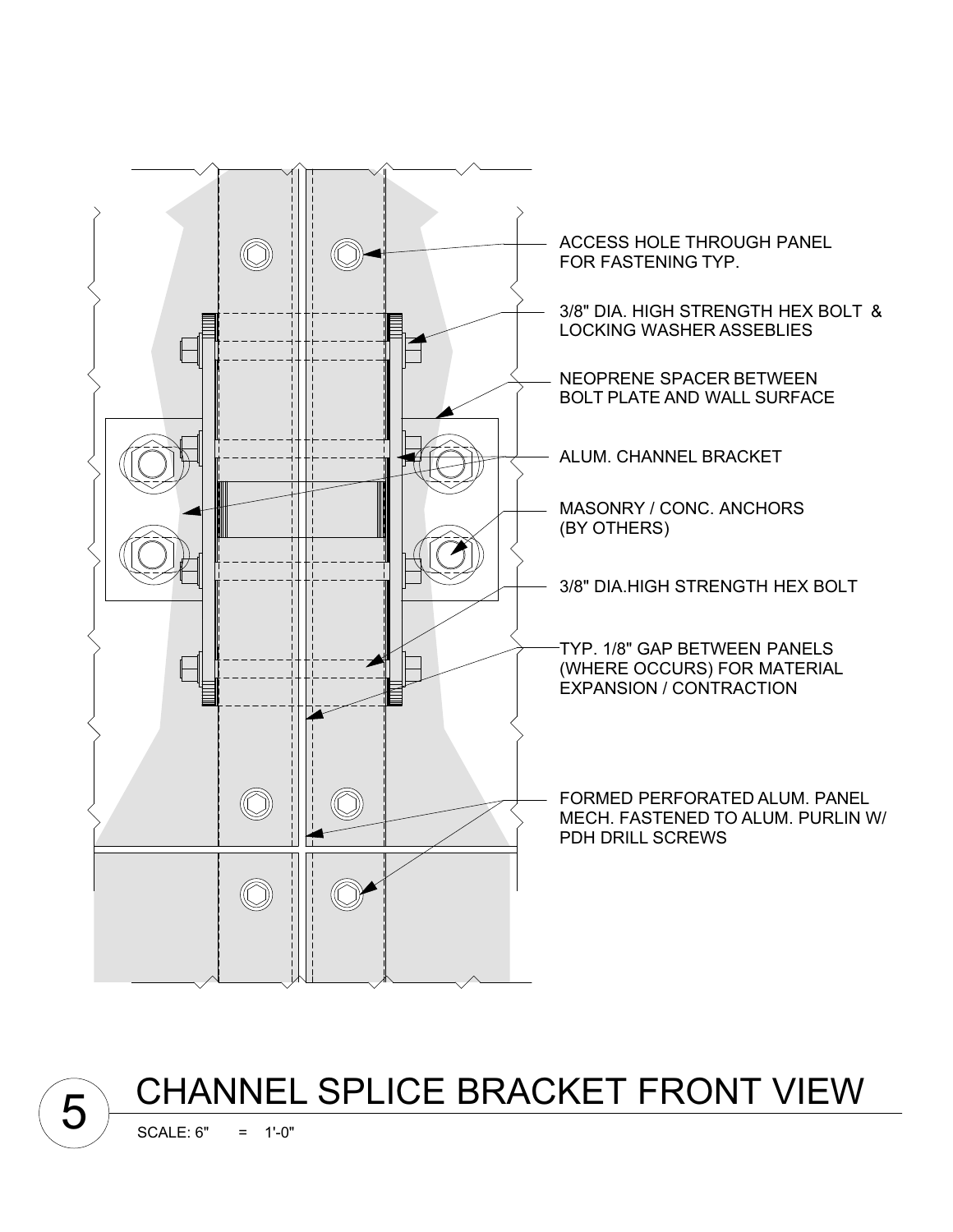ACCESS HOLE THROUGH PANEL FOR FASTENING TYP.

3/8" DIA. HIGH STRENGTH HEX BOLT & LOCKING WASHER ASSEBLIES

NEOPRENE SPACER BETWEEN BOLT PLATE AND WALL SURFACE

ALUM. CHANNEL BRACKET

MASONRY / CONC. ANCHORS (BY OTHERS)

3/8" DIA.HIGH STRENGTH HEX BOLT

TYP. 1/8" GAP BETWEEN PANELS (WHERE OCCURS) FOR MATERIAL EXPANSION / CONTRACTION

FORMED PERFORATED ALUM. PANEL MECH. FASTENED TO ALUM. PURLIN W/ PDH DRILL SCREWS

# 5 CHANNEL SPLICE BRACKET FRONT VIEW

SCALE: 6" = 1'-0"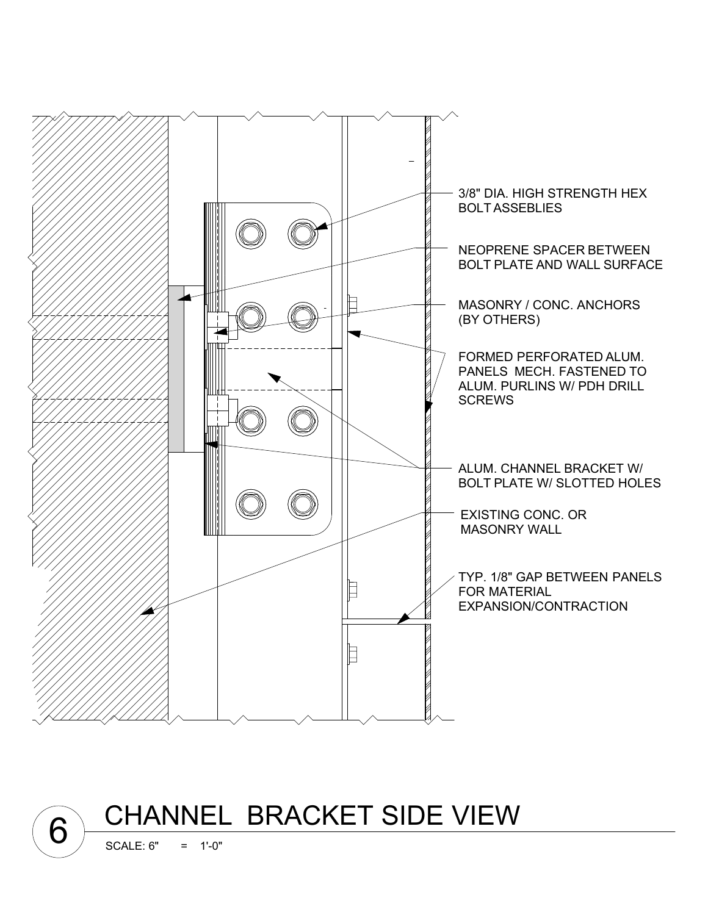3/8" DIA. HIGH STRENGTH HEX BOLT ASSEBLIES

NEOPRENE SPACER BETWEEN BOLT PLATE AND WALL SURFACE

MASONRY / CONC. ANCHORS (BY OTHERS)

FORMED PERFORATED ALUM. PANELS MECH. FASTENED TO ALUM. PURLINS W/ PDH DRILL SCREWS

ALUM. CHANNEL BRACKET W/ BOLT PLATE W/ SLOTTED HOLES

EXISTING CONC. OR MASONRY WALL

TYP. 1/8" GAP BETWEEN PANELS FOR MATERIAL EXPANSION/CONTRACTION

# 6 CHANNEL BRACKET SIDE VIEW

SCALE: 6" = 1'-0"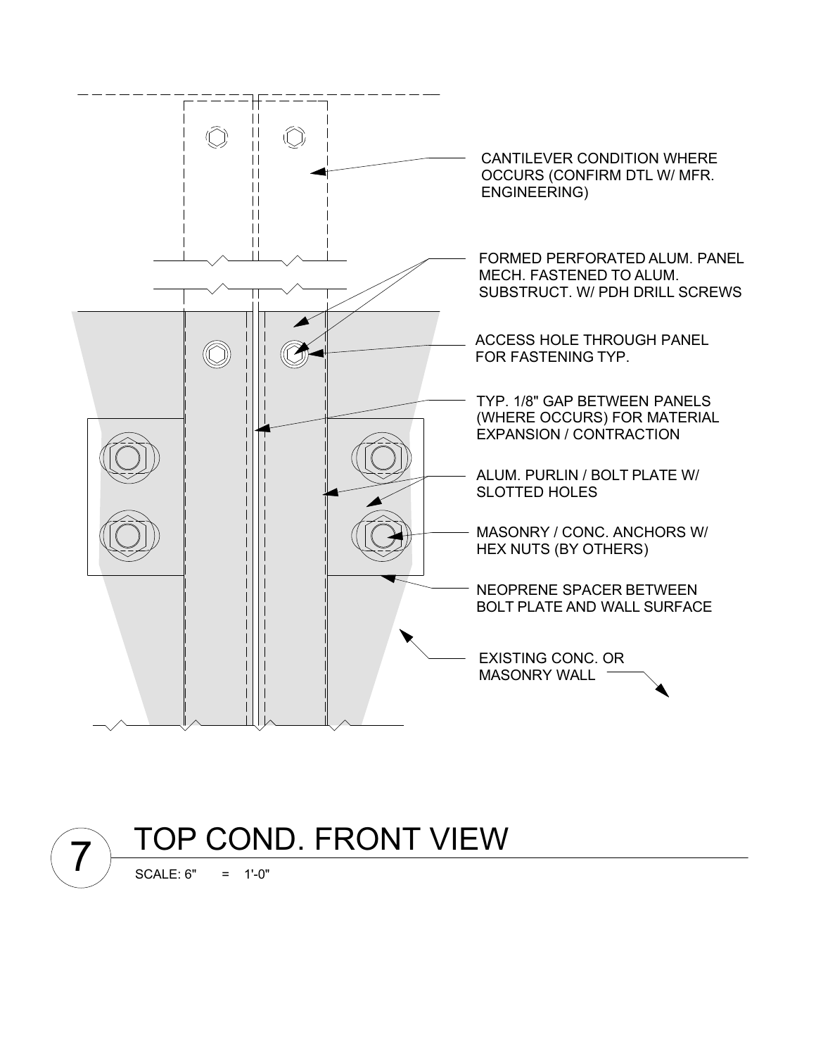CANTILEVER CONDITION WHERE OCCURS (CONFIRM DTL W/ MFR. ENGINEERING)

FORMED PERFORATED ALUM. PANEL MECH. FASTENED TO ALUM. SUBSTRUCT. W/ PDH DRILL SCREWS

ACCESS HOLE THROUGH PANEL FOR FASTENING TYP.

TYP. 1/8" GAP BETWEEN PANELS (WHERE OCCURS) FOR MATERIAL EXPANSION / CONTRACTION

ALUM. PURLIN / BOLT PLATE W/ SLOTTED HOLES

MASONRY / CONC. ANCHORS W/ HEX NUTS (BY OTHERS)

NEOPRENE SPACER BETWEEN BOLT PLATE AND WALL SURFACE

EXISTING CONC. OR MASONRY WALL

# 7 TOP COND. FRONT VIEW

SCALE: 6" = 1'-0"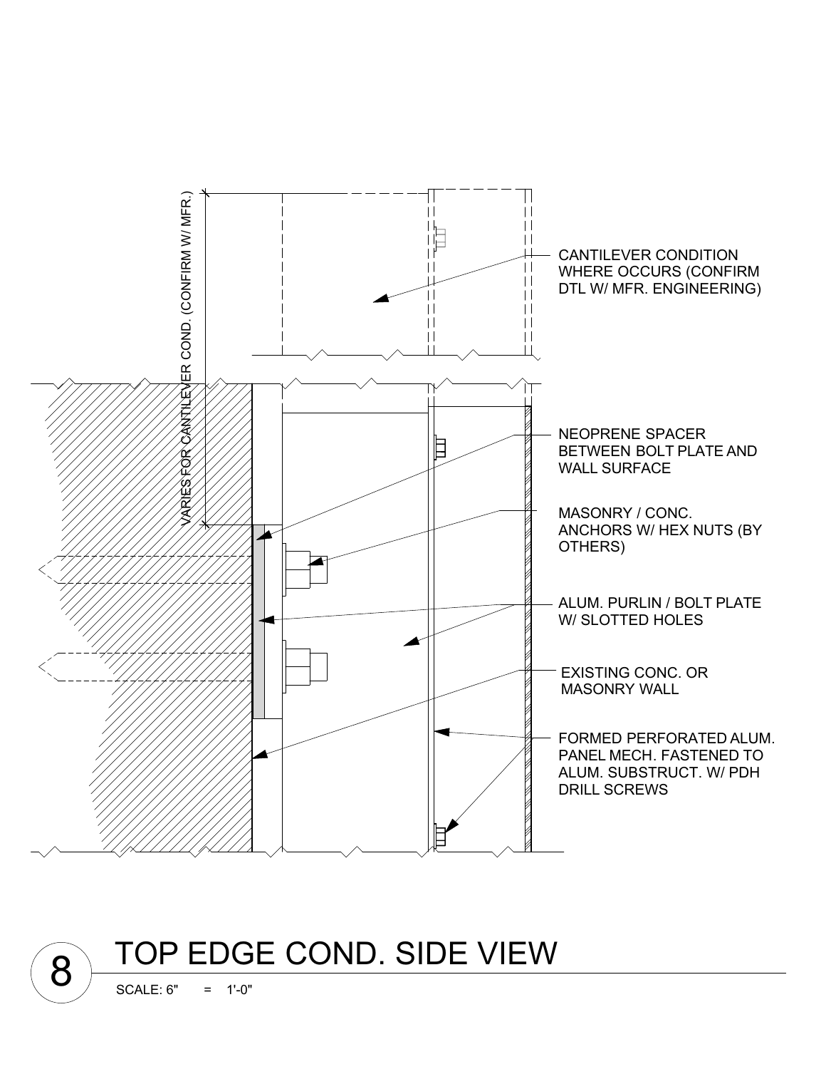VARIES FOR CANTILEVER COND. (CONFIRM W/ MFR.)

CANTILEVER CONDITION WHERE OCCURS (CONFIRM DTL W/ MFR. ENGINEERING)

NEOPRENE SPACER BETWEEN BOLT PLATE AND WALL SURFACE

MASONRY / CONC. ANCHORS W/ HEX NUTS (BY OTHERS)

ALUM. PURLIN / BOLT PLATE W/ SLOTTED HOLES

EXISTING CONC. OR MASONRY WALL

FORMED PERFORATED ALUM. PANEL MECH. FASTENED TO ALUM. SUBSTRUCT. W/ PDH DRILL SCREWS

# 8 TOP EDGE COND. SIDE VIEW

SCALE: 6" = 1'-0"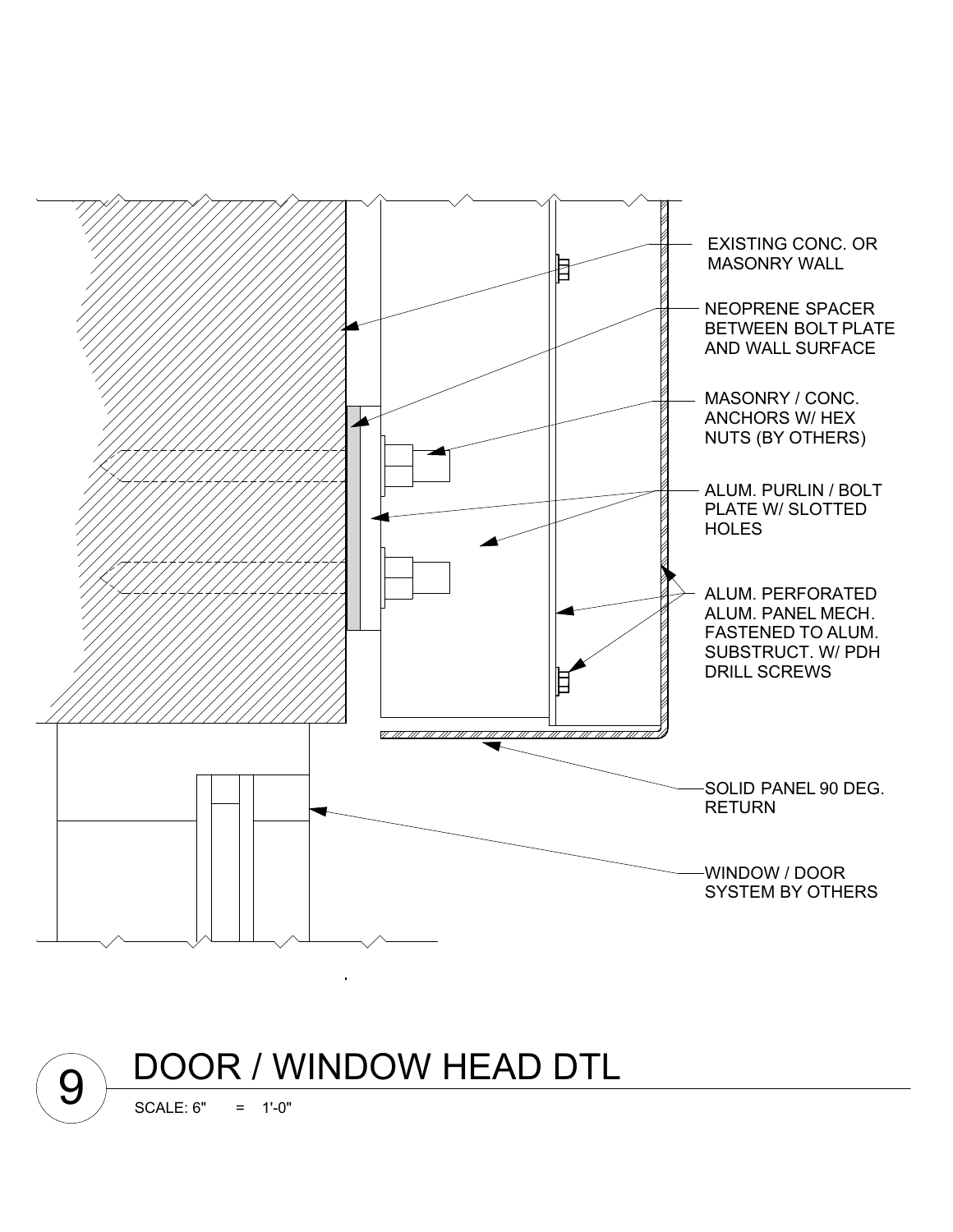EXISTING CONC. OR MASONRY WALL

NEOPRENE SPACER BETWEEN BOLT PLATE AND WALL SURFACE

MASONRY / CONC. ANCHORS W/ HEX NUTS (BY OTHERS)

ALUM. PURLIN / BOLT PLATE W/ SLOTTED HOLES

ALUM. PERFORATED ALUM. PANEL MECH. FASTENED TO ALUM. SUBSTRUCT. W/ PDH DRILL SCREWS

SOLID PANEL 90 DEG. RETURN

WINDOW / DOOR SYSTEM BY OTHERS

# 9 DOOR / WINDOW HEAD DTL

SCALE: 6" = 1'-0"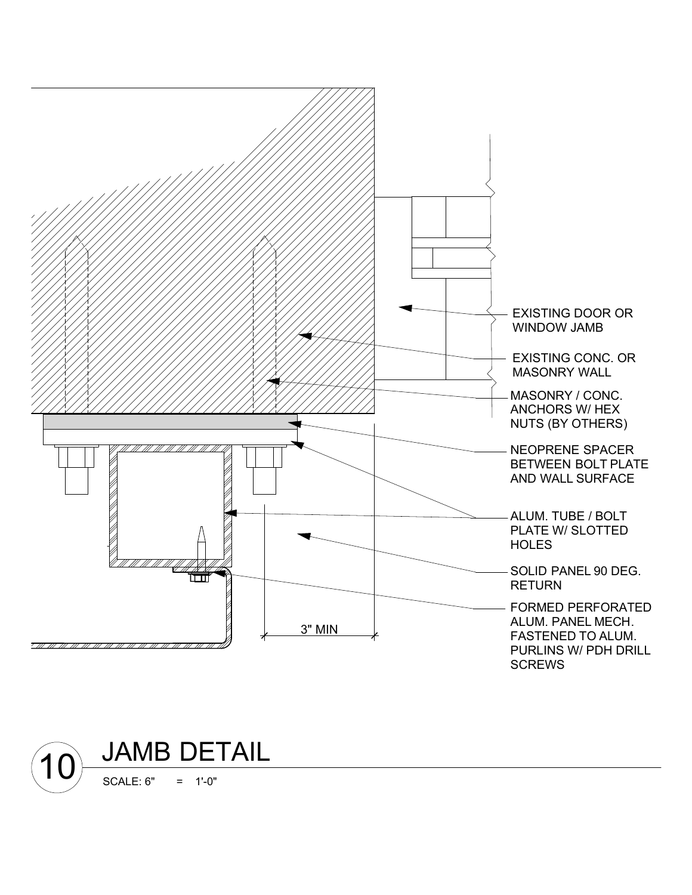EXISTING DOOR OR WINDOW JAMB

EXISTING CONC. OR MASONRY WALL

MASONRY / CONC. ANCHORS W/ HEX NUTS (BY OTHERS)

NEOPRENE SPACER BETWEEN BOLT PLATE AND WALL SURFACE

ALUM. TUBE / BOLT PLATE W/ SLOTTED HOLES

SOLID PANEL 90 DEG. RETURN

FORMED PERFORATED ALUM. PANEL MECH. FASTENED TO ALUM. PURLINS W/ PDH DRILL SCREWS

3" MIN

# 10 JAMB DETAIL

SCALE: 6" = 1'-0"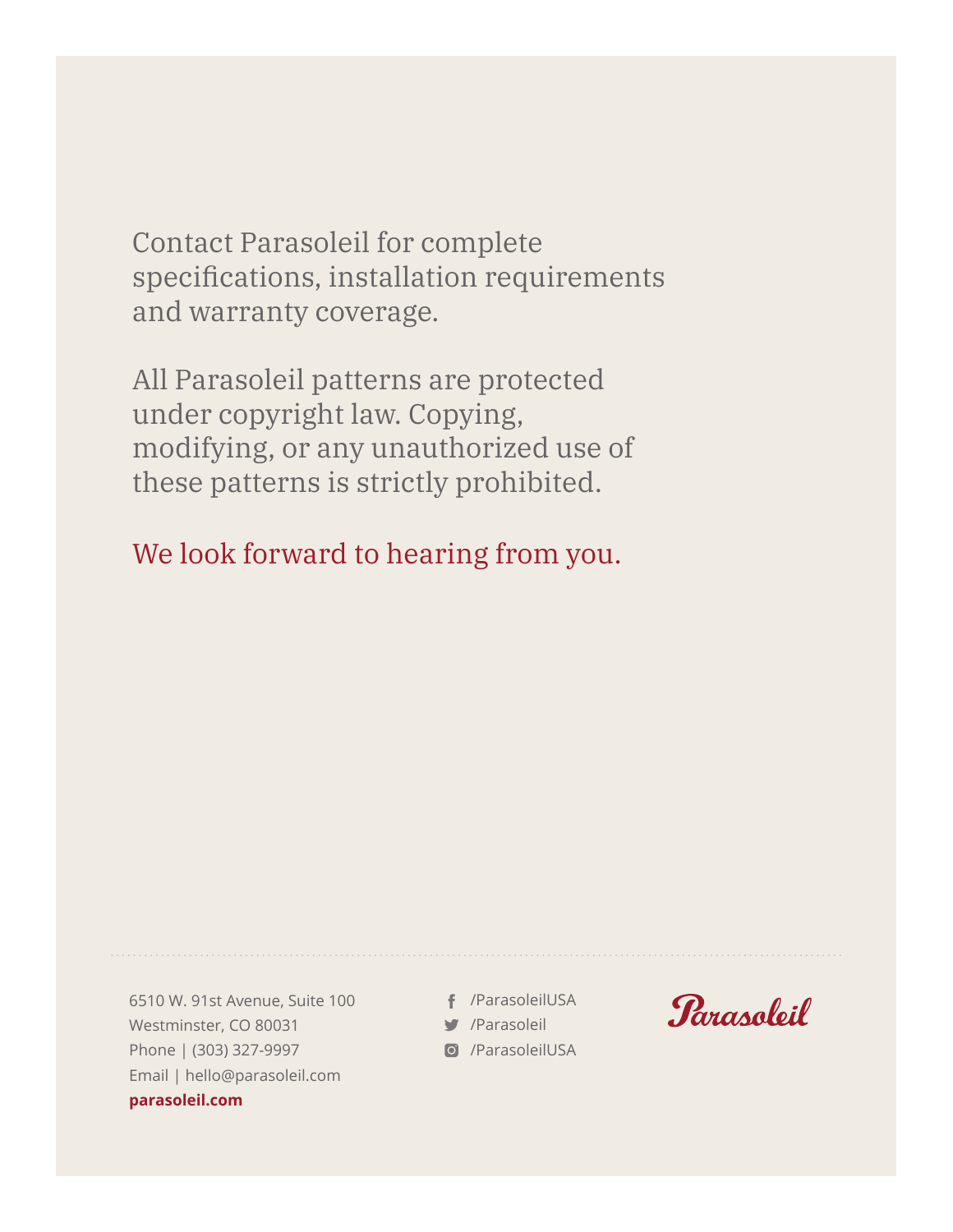Contact Parasoleil for complete specifications, installation requirements and warranty coverage.

All Parasoleil patterns are protected under copyright law. Copying, modifying, or any unauthorized use of these patterns is strictly prohibited.

We look forward to hearing from you.

6510 W. 91st Avenue, Suite 100
Westminster, CO 80031
Phone | (303) 327-9997
Email | hello@parasoleil.com
**parasoleil.com**

/ParasoleilUSA
/Parasoleil
/ParasoleilUSA

Parasoleil